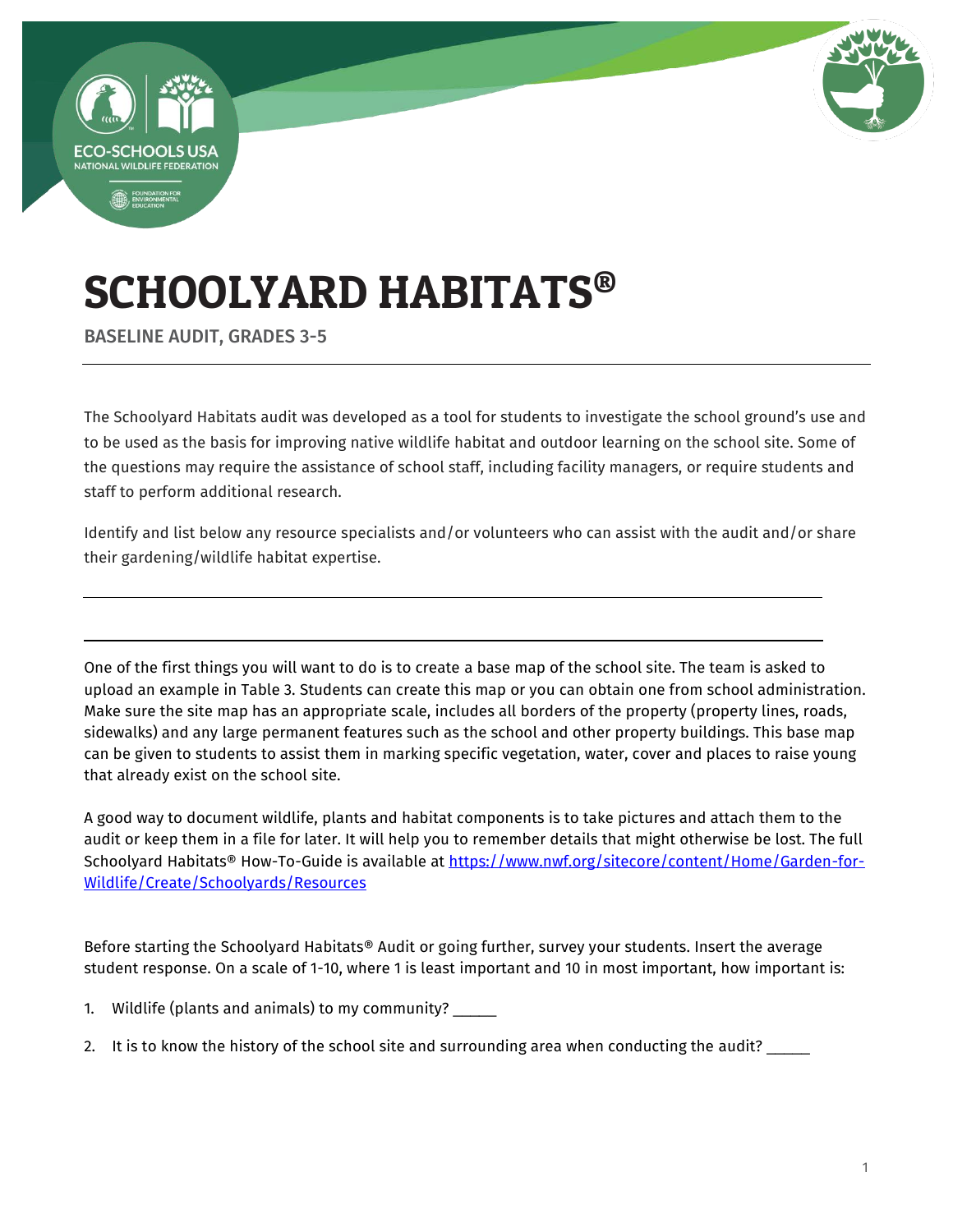# SCHOOLYARD HABITATS®

BASELINE AUDIT, GRADES 3-5

The Schoolyard Habitats audit was developed as a tool for students to investigate the school ground's use and to be used as the basis for improving native wildlife habitat and outdoor learning on the school site. Some of the questions may require the assistance of school staff, including facility managers, or require students and staff to perform additional research.

Identify and list below any resource specialists and/or volunteers who can assist with the audit and/or share their gardening/wildlife habitat expertise.

---

---

One of the first things you will want to do is to create a base map of the school site. The team is asked to upload an example in Table 3. Students can create this map or you can obtain one from school administration. Make sure the site map has an appropriate scale, includes all borders of the property (property lines, roads, sidewalks) and any large permanent features such as the school and other property buildings. This base map can be given to students to assist them in marking specific vegetation, water, cover and places to raise young that already exist on the school site.

A good way to document wildlife, plants and habitat components is to take pictures and attach them to the audit or keep them in a file for later. It will help you to remember details that might otherwise be lost. The full Schoolyard Habitats® How-To-Guide is available at [https://www.nwf.org/sitecore/content/Home/Garden-for-Wildlife/Create/Schoolyards/Resources](https://www.nwf.org/sitecore/content/Home/Garden-for-Wildlife/Create/Schoolyards/Resources)

Before starting the Schoolyard Habitats® Audit or going further, survey your students. Insert the average student response. On a scale of 1-10, where 1 is least important and 10 in most important, how important is:

1. Wildlife (plants and animals) to my community? _____
2. It is to know the history of the school site and surrounding area when conducting the audit? _____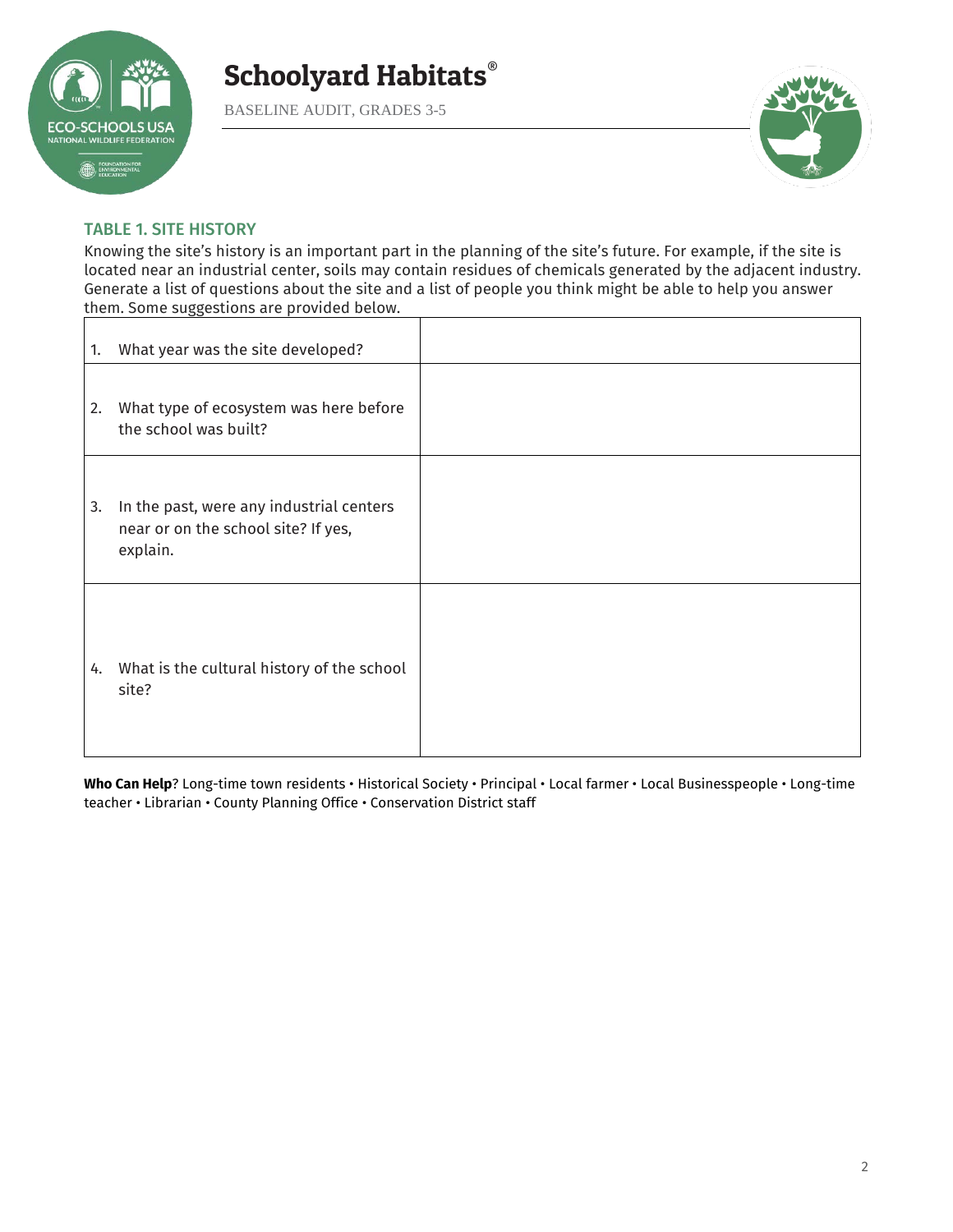### TABLE 1. SITE HISTORY

Knowing the site's history is an important part in the planning of the site's future. For example, if the site is located near an industrial center, soils may contain residues of chemicals generated by the adjacent industry. Generate a list of questions about the site and a list of people you think might be able to help you answer them. Some suggestions are provided below.

| Question | Answer |
|---|---|
| 1. What year was the site developed? | |
| 2. What type of ecosystem was here before the school was built? | |
| 3. In the past, were any industrial centers near or on the school site? If yes, explain. | |
| 4. What is the cultural history of the school site? | |

**Who Can Help**? Long-time town residents • Historical Society • Principal • Local farmer • Local Businesspeople • Long-time teacher • Librarian • County Planning Office • Conservation District staff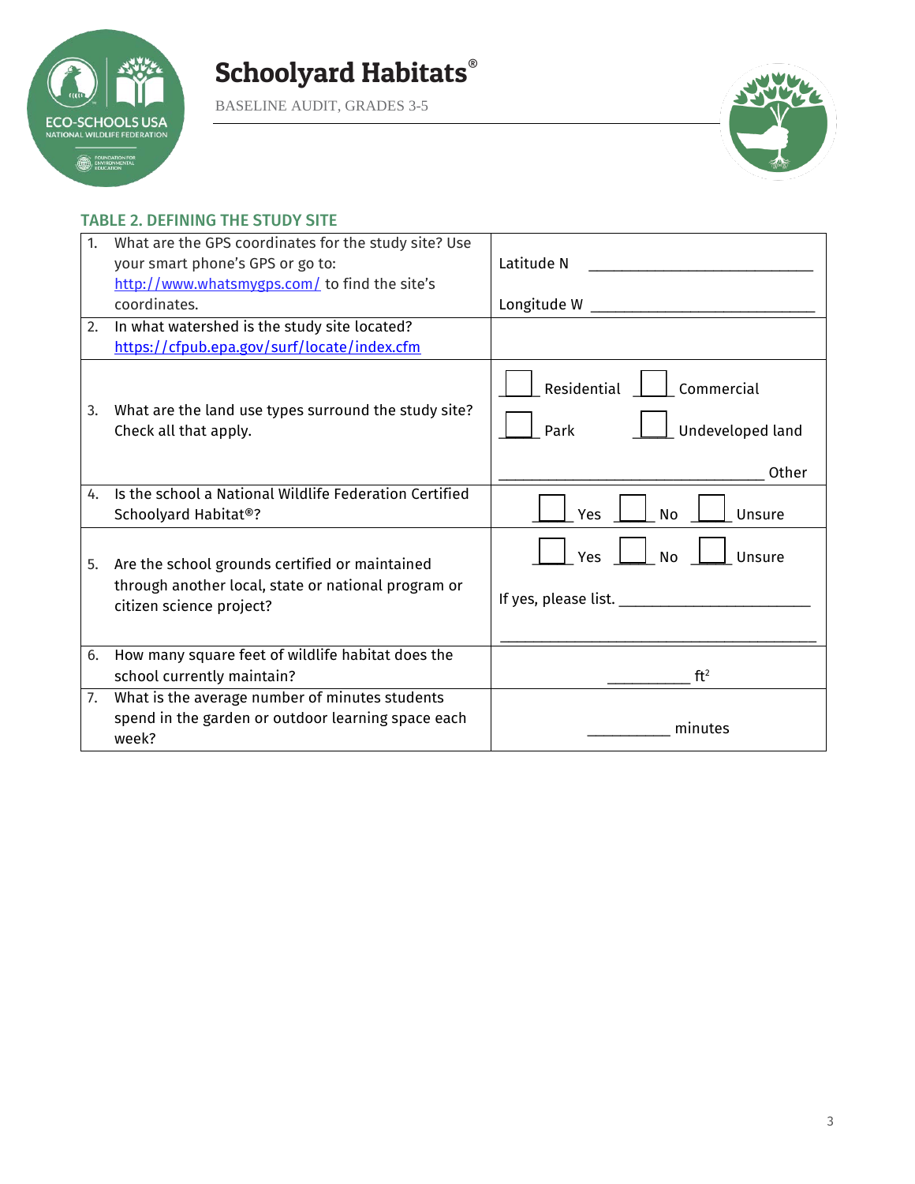# Schoolyard Habitats®

BASELINE AUDIT, GRADES 3-5

## TABLE 2. DEFINING THE STUDY SITE

| # | Question | Response |
| --- | --- | --- |
| 1. | What are the GPS coordinates for the study site? Use your smart phone's GPS or go to: http://www.whatsmygps.com/ to find the site's coordinates. | Latitude N ____________________________ <br> Longitude W ____________________________ |
| 2. | In what watershed is the study site located? https://cfpub.epa.gov/surf/locate/index.cfm | |
| 3. | What are the land use types surround the study site? Check all that apply. | ☐ Residential ☐ Commercial <br> ☐ Park ☐ Undeveloped land <br> ________________________________ Other |
| 4. | Is the school a National Wildlife Federation Certified Schoolyard Habitat®? | ☐ Yes ☐ No ☐ Unsure |
| 5. | Are the school grounds certified or maintained through another local, state or national program or citizen science project? | ☐ Yes ☐ No ☐ Unsure <br> If yes, please list. ________________________ <br> ________________________________________ |
| 6. | How many square feet of wildlife habitat does the school currently maintain? | __________ $ft^2$ |
| 7. | What is the average number of minutes students spend in the garden or outdoor learning space each week? | __________ minutes |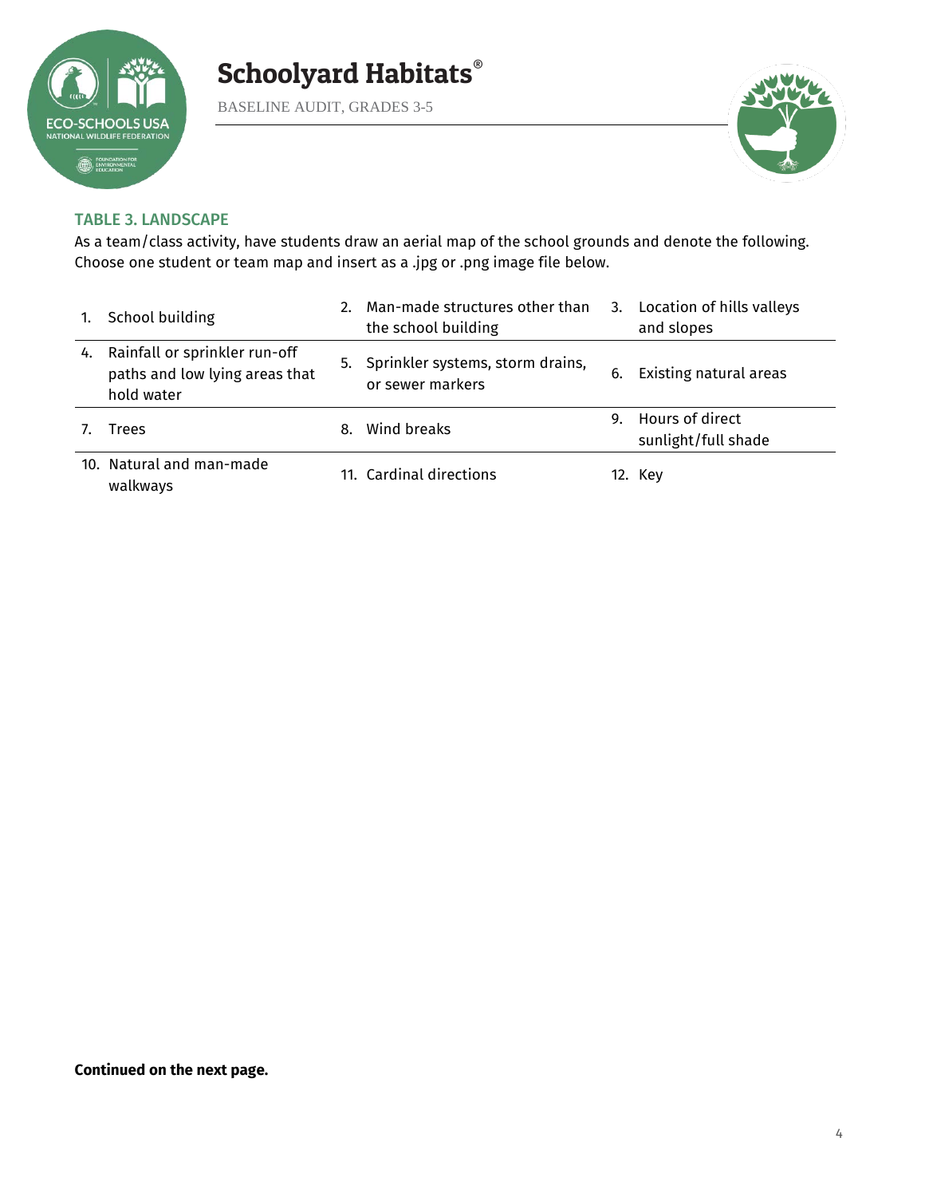### TABLE 3. LANDSCAPE

As a team/class activity, have students draw an aerial map of the school grounds and denote the following. Choose one student or team map and insert as a .jpg or .png image file below.

| | | |
|---|---|---|
| 1. School building | 2. Man-made structures other than the school building | 3. Location of hills valleys and slopes |
| 4. Rainfall or sprinkler run-off paths and low lying areas that hold water | 5. Sprinkler systems, storm drains, or sewer markers | 6. Existing natural areas |
| 7. Trees | 8. Wind breaks | 9. Hours of direct sunlight/full shade |
| 10. Natural and man-made walkways | 11. Cardinal directions | 12. Key |

**Continued on the next page.**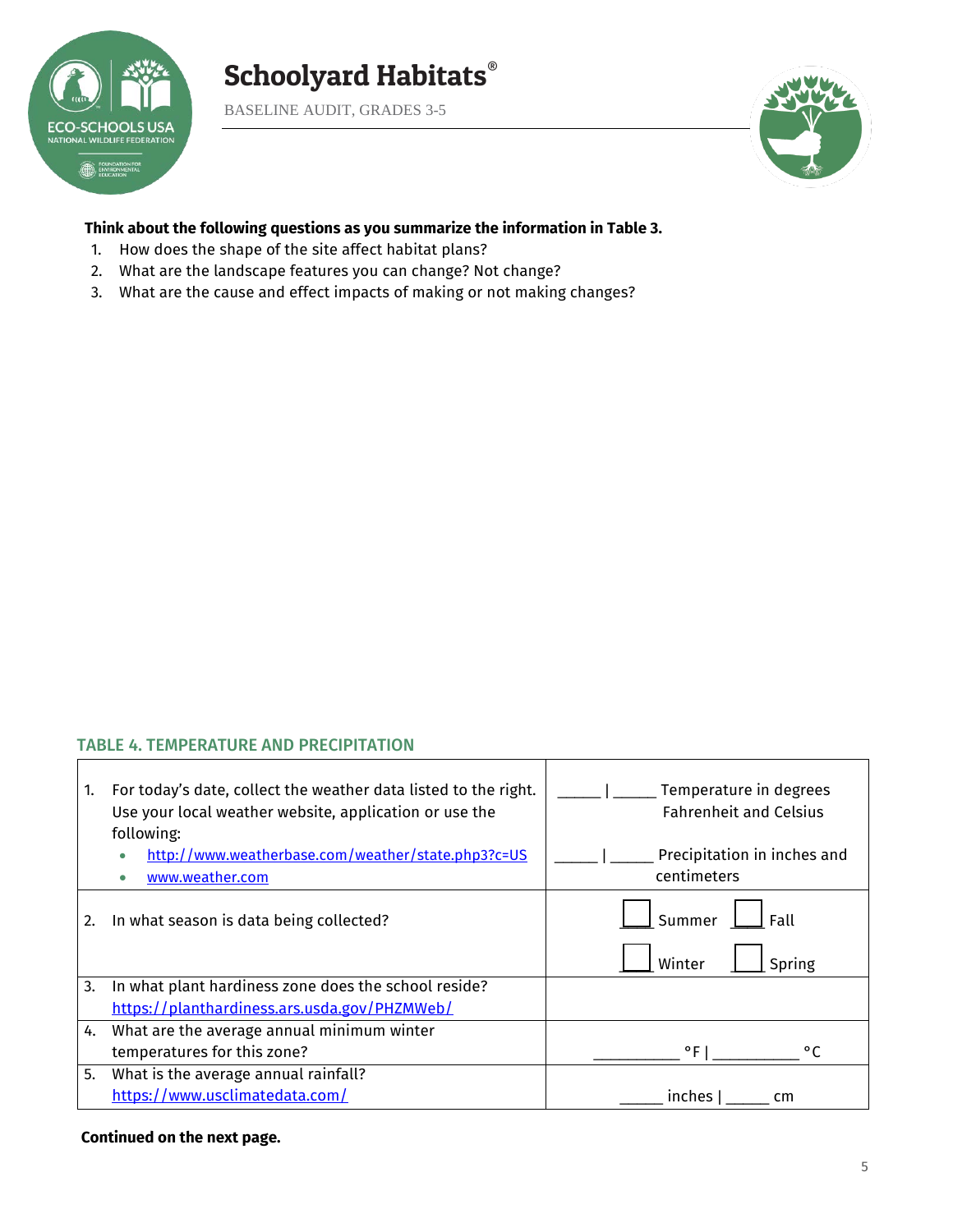**Think about the following questions as you summarize the information in Table 3.**

1. How does the shape of the site affect habitat plans?
2. What are the landscape features you can change? Not change?
3. What are the cause and effect impacts of making or not making changes?

### TABLE 4. TEMPERATURE AND PRECIPITATION

| | |
|---|---|
| 1. For today's date, collect the weather data listed to the right. Use your local weather website, application or use the following: <br>• http://www.weatherbase.com/weather/state.php3?c=US <br>• www.weather.com | _____ \| _____ Temperature in degrees Fahrenheit and Celsius <br><br> _____ \| _____ Precipitation in inches and centimeters |
| 2. In what season is data being collected? | ☐ Summer ☐ Fall <br> ☐ Winter ☐ Spring |
| 3. In what plant hardiness zone does the school reside? https://planthardiness.ars.usda.gov/PHZMWeb/ | |
| 4. What are the average annual minimum winter temperatures for this zone? | __________ °F \| __________ °C |
| 5. What is the average annual rainfall? https://www.usclimatedata.com/ | _____ inches \| _____ cm |

**Continued on the next page.**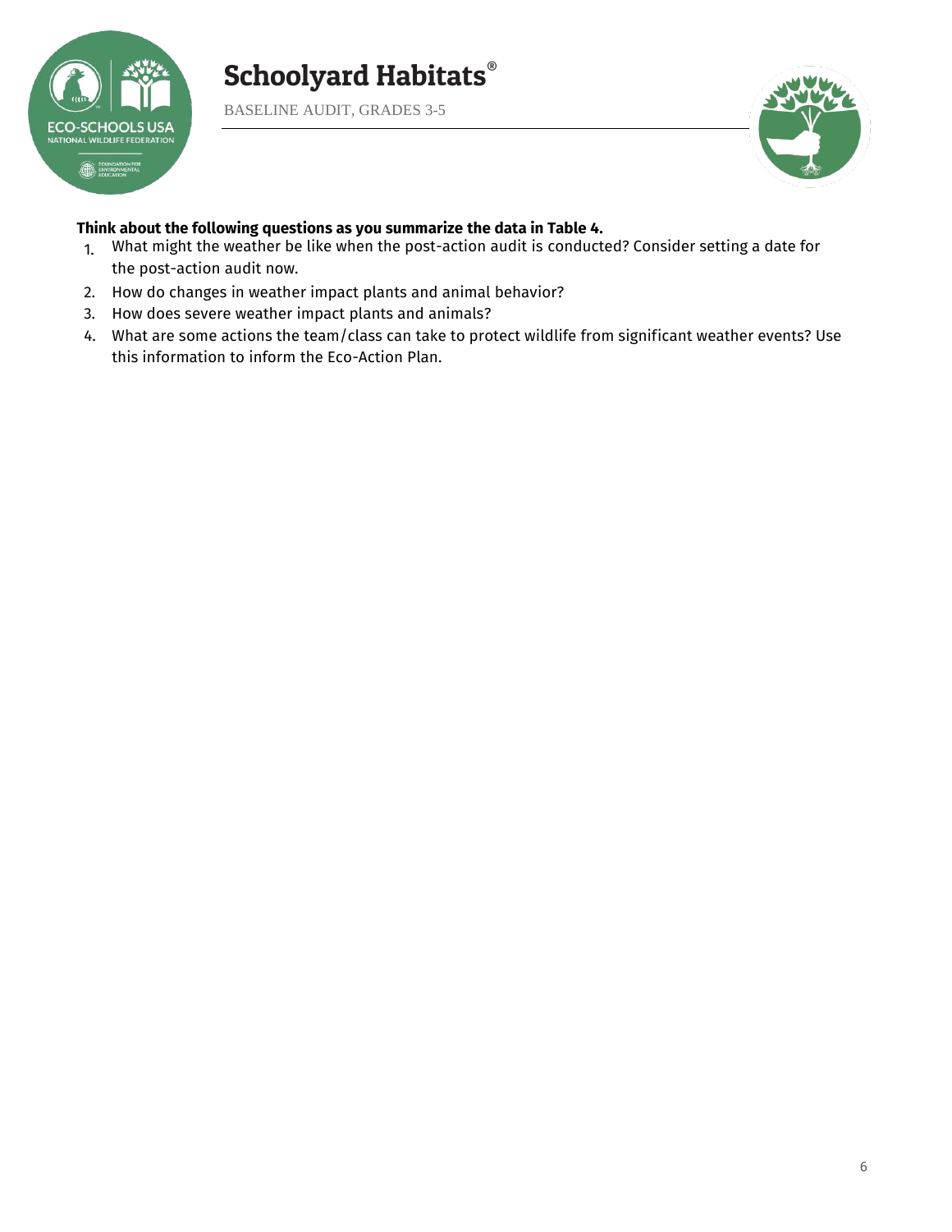**Think about the following questions as you summarize the data in Table 4.**

1. What might the weather be like when the post-action audit is conducted? Consider setting a date for the post-action audit now.
2. How do changes in weather impact plants and animal behavior?
3. How does severe weather impact plants and animals?
4. What are some actions the team/class can take to protect wildlife from significant weather events? Use this information to inform the Eco-Action Plan.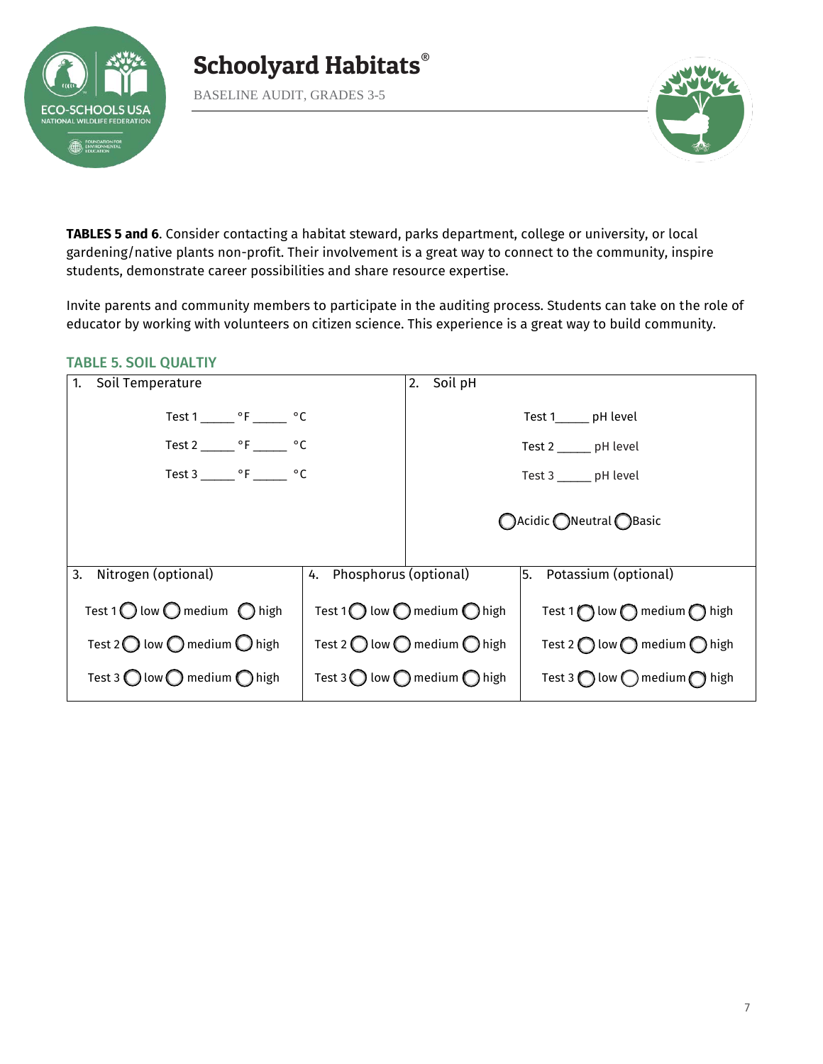**TABLES 5 and 6**. Consider contacting a habitat steward, parks department, college or university, or local gardening/native plants non-profit. Their involvement is a great way to connect to the community, inspire students, demonstrate career possibilities and share resource expertise.

Invite parents and community members to participate in the auditing process. Students can take on the role of educator by working with volunteers on citizen science. This experience is a great way to build community.

### TABLE 5. SOIL QUALTIY

| 1. Soil Temperature | 2. Soil pH |
|---|---|
| Test 1 _____ °F _____ °C | Test 1_____ pH level |
| Test 2 _____ °F _____ °C | Test 2 _____ pH level |
| Test 3 _____ °F _____ °C | Test 3 _____ pH level |
| | ◯ Acidic ◯ Neutral ◯ Basic |

| 3. Nitrogen (optional) | 4. Phosphorus (optional) | 5. Potassium (optional) |
|---|---|---|
| Test 1 ◯ low ◯ medium ◯ high | Test 1 ◯ low ◯ medium ◯ high | Test 1 ◯ low ◯ medium ◯ high |
| Test 2 ◯ low ◯ medium ◯ high | Test 2 ◯ low ◯ medium ◯ high | Test 2 ◯ low ◯ medium ◯ high |
| Test 3 ◯ low ◯ medium ◯ high | Test 3 ◯ low ◯ medium ◯ high | Test 3 ◯ low ◯ medium ◯ high |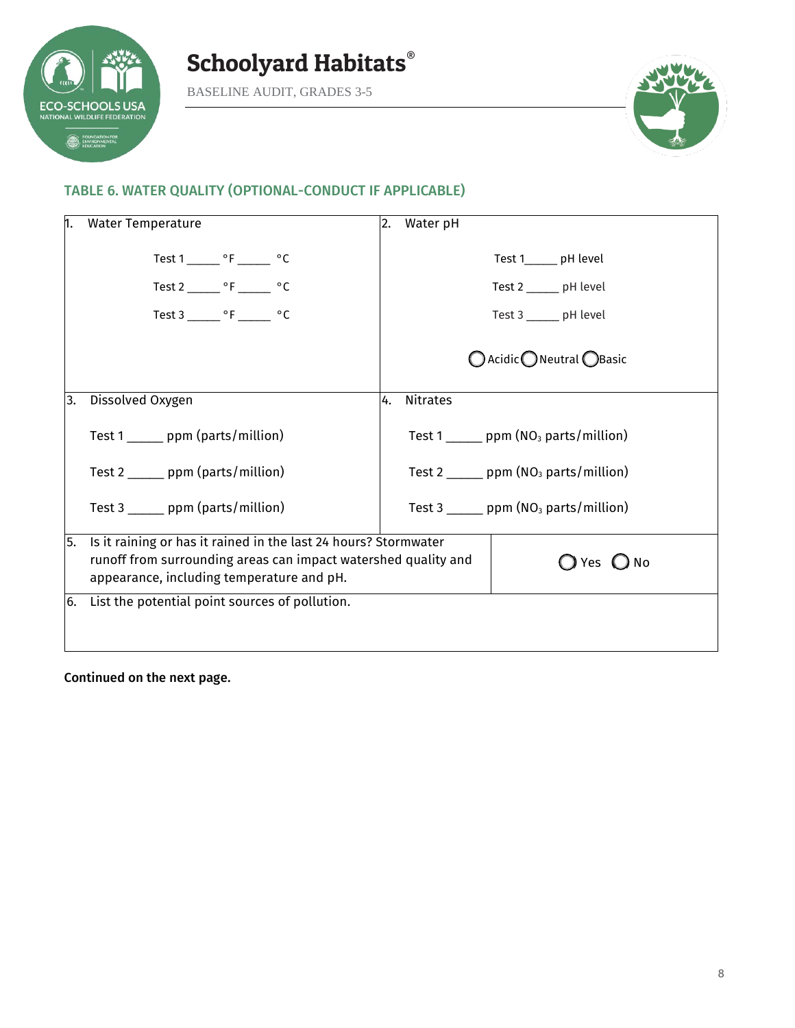## TABLE 6. WATER QUALITY (OPTIONAL-CONDUCT IF APPLICABLE)

| 1. Water Temperature | 2. Water pH |
|---|---|
| Test 1 _____ °F _____ °C<br>Test 2 _____ °F _____ °C<br>Test 3 _____ °F _____ °C | Test 1_____ pH level<br>Test 2 _____ pH level<br>Test 3 _____ pH level<br>◯ Acidic ◯ Neutral ◯ Basic |
| **3. Dissolved Oxygen** | **4. Nitrates** |
| Test 1 _____ ppm (parts/million)<br>Test 2 _____ ppm (parts/million)<br>Test 3 _____ ppm (parts/million) | Test 1 _____ ppm ($NO_3$ parts/million)<br>Test 2 _____ ppm ($NO_3$ parts/million)<br>Test 3 _____ ppm ($NO_3$ parts/million) |
| 5. Is it raining or has it rained in the last 24 hours? Stormwater runoff from surrounding areas can impact watershed quality and appearance, including temperature and pH. | ◯ Yes ◯ No |
| 6. List the potential point sources of pollution. | |

**Continued on the next page.**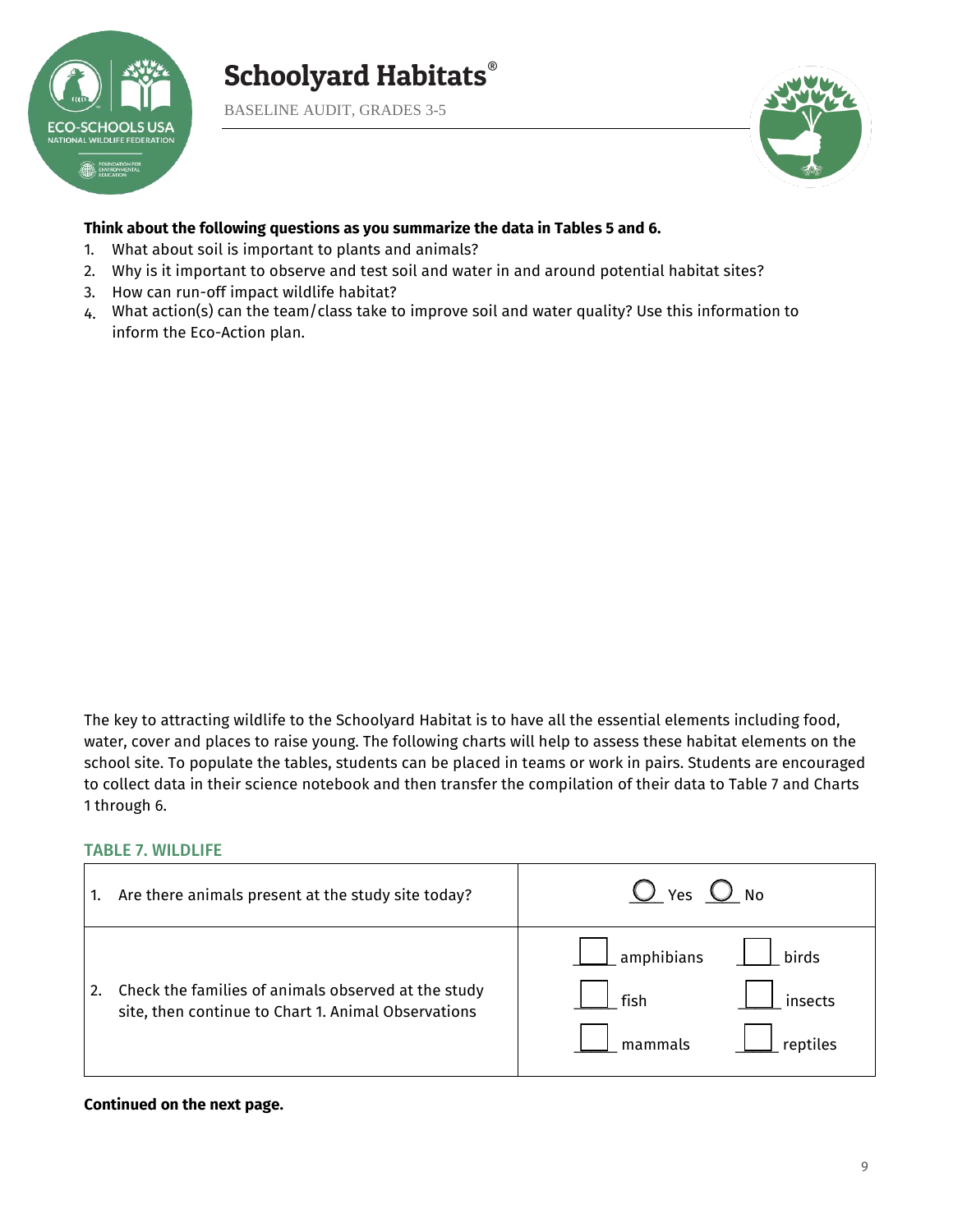**Think about the following questions as you summarize the data in Tables 5 and 6.**

1. What about soil is important to plants and animals?
2. Why is it important to observe and test soil and water in and around potential habitat sites?
3. How can run-off impact wildlife habitat?
4. What action(s) can the team/class take to improve soil and water quality? Use this information to inform the Eco-Action plan.

The key to attracting wildlife to the Schoolyard Habitat is to have all the essential elements including food, water, cover and places to raise young. The following charts will help to assess these habitat elements on the school site. To populate the tables, students can be placed in teams or work in pairs. Students are encouraged to collect data in their science notebook and then transfer the compilation of their data to Table 7 and Charts 1 through 6.

### TABLE 7. WILDLIFE

| | |
|---|---|
| 1. Are there animals present at the study site today? | ◯ Yes ◯ No |
| 2. Check the families of animals observed at the study site, then continue to Chart 1. Animal Observations | ☐ amphibians ☐ birds<br>☐ fish ☐ insects<br>☐ mammals ☐ reptiles |

**Continued on the next page.**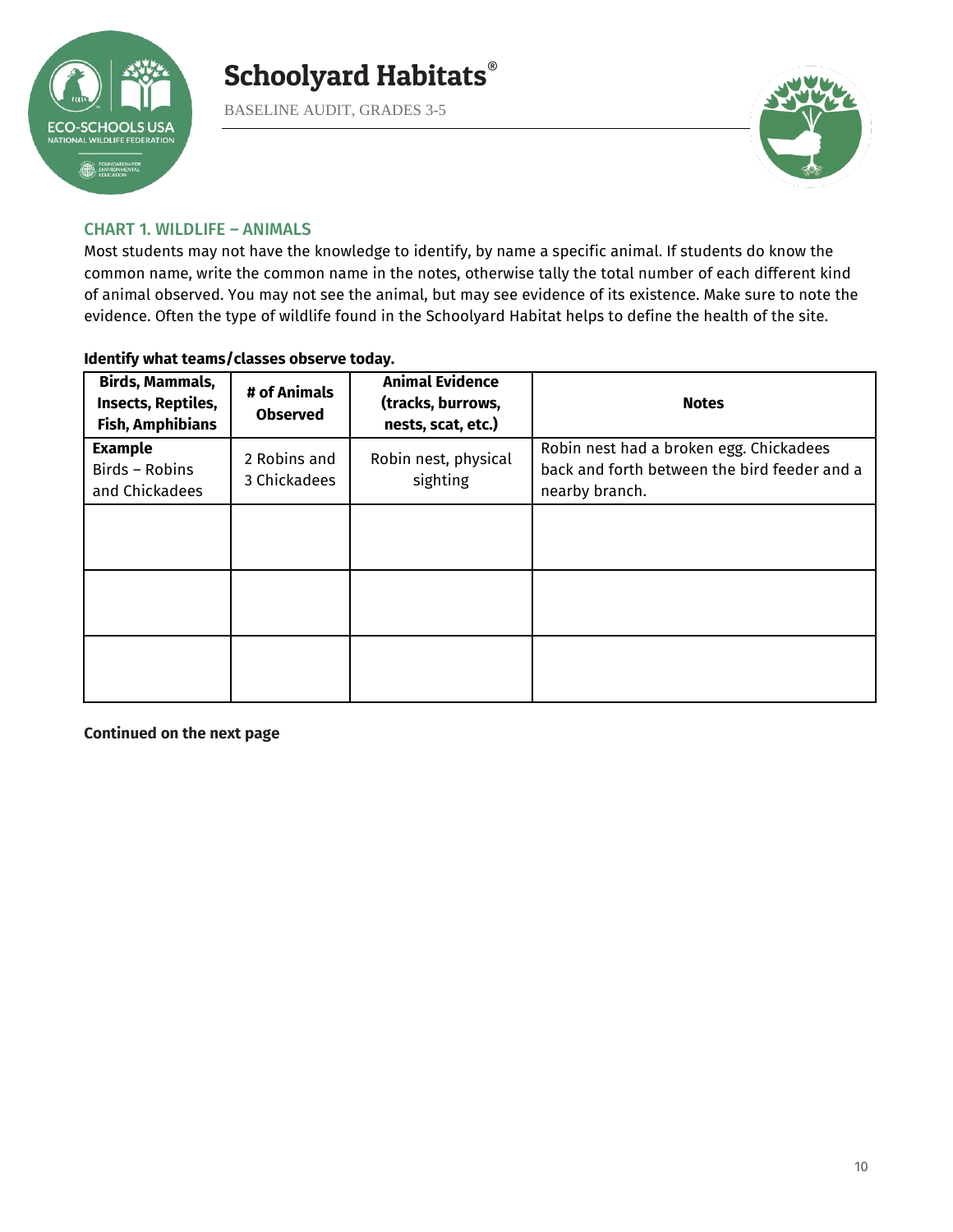## CHART 1. WILDLIFE – ANIMALS

Most students may not have the knowledge to identify, by name a specific animal. If students do know the common name, write the common name in the notes, otherwise tally the total number of each different kind of animal observed. You may not see the animal, but may see evidence of its existence. Make sure to note the evidence. Often the type of wildlife found in the Schoolyard Habitat helps to define the health of the site.

**Identify what teams/classes observe today.**

| Birds, Mammals, Insects, Reptiles, Fish, Amphibians | # of Animals Observed | Animal Evidence (tracks, burrows, nests, scat, etc.) | Notes |
|---|---|---|---|
| **Example** Birds – Robins and Chickadees | 2 Robins and 3 Chickadees | Robin nest, physical sighting | Robin nest had a broken egg. Chickadees back and forth between the bird feeder and a nearby branch. |
| | | | |
| | | | |
| | | | |

**Continued on the next page**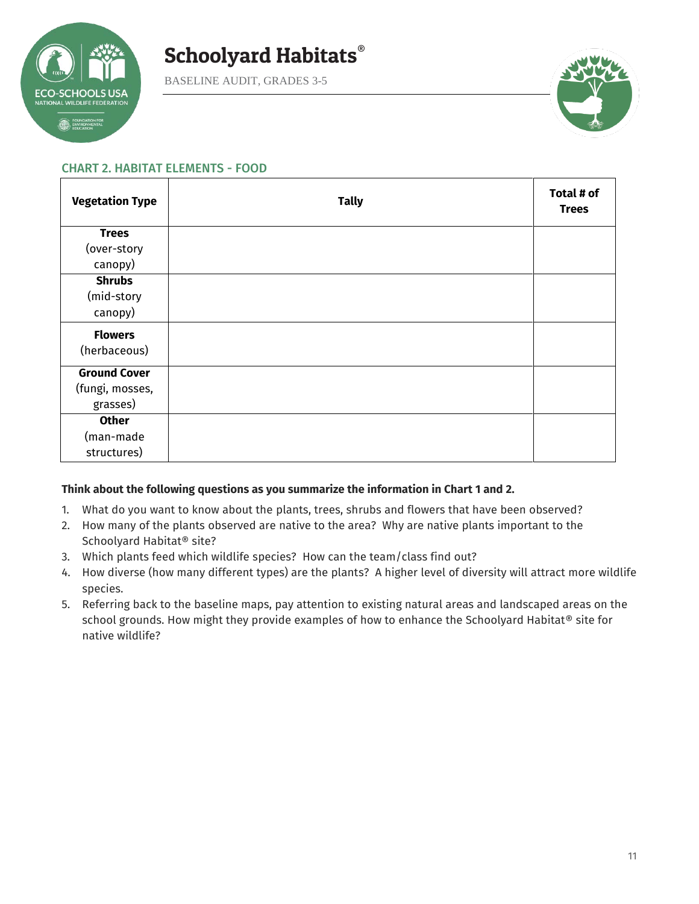## CHART 2. HABITAT ELEMENTS - FOOD

| Vegetation Type | Tally | Total # of Trees |
|---|---|---|
| **Trees** (over-story canopy) | | |
| **Shrubs** (mid-story canopy) | | |
| **Flowers** (herbaceous) | | |
| **Ground Cover** (fungi, mosses, grasses) | | |
| **Other** (man-made structures) | | |

**Think about the following questions as you summarize the information in Chart 1 and 2.**

1. What do you want to know about the plants, trees, shrubs and flowers that have been observed?
2. How many of the plants observed are native to the area? Why are native plants important to the Schoolyard Habitat® site?
3. Which plants feed which wildlife species? How can the team/class find out?
4. How diverse (how many different types) are the plants? A higher level of diversity will attract more wildlife species.
5. Referring back to the baseline maps, pay attention to existing natural areas and landscaped areas on the school grounds. How might they provide examples of how to enhance the Schoolyard Habitat® site for native wildlife?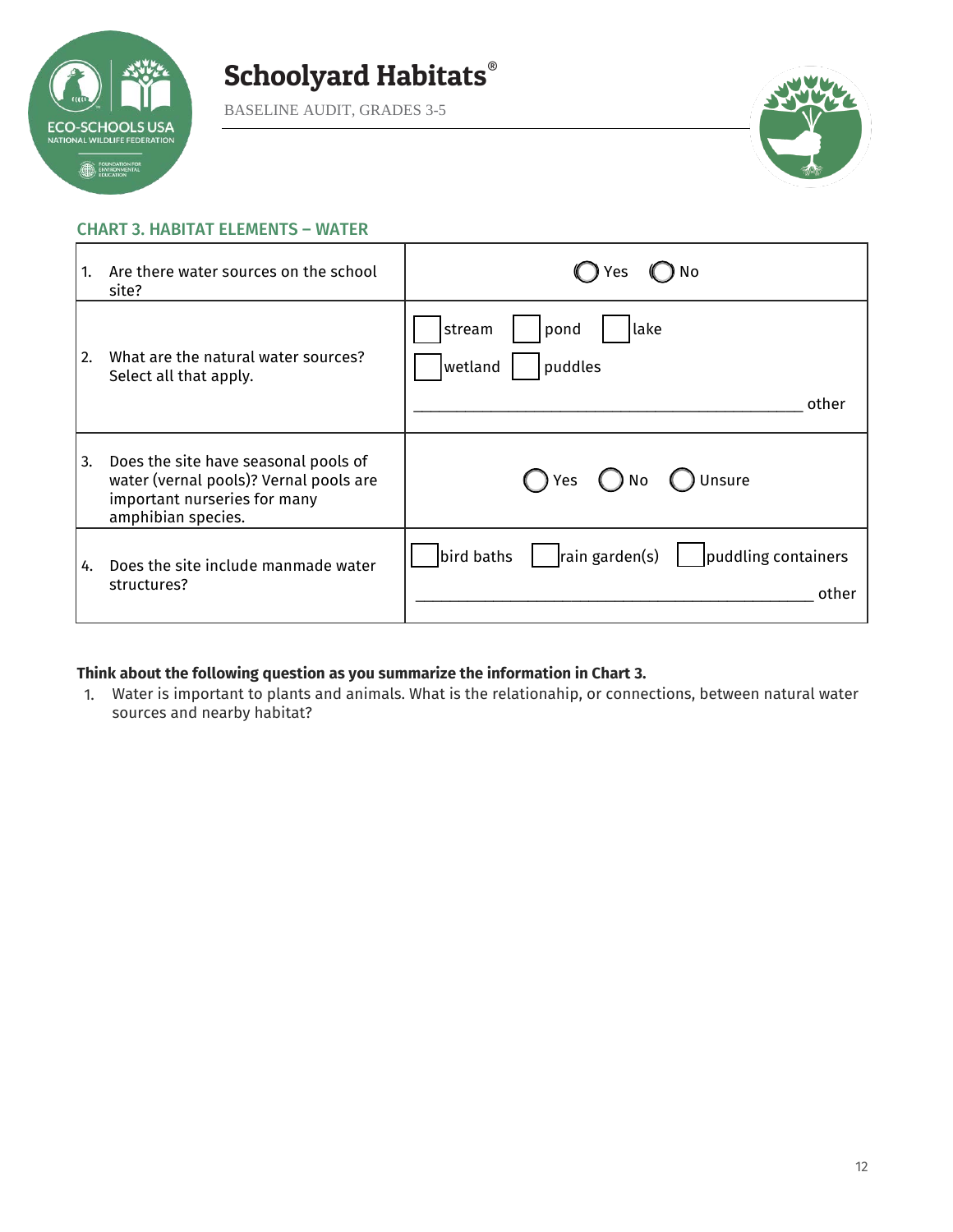# Schoolyard Habitats®

BASELINE AUDIT, GRADES 3-5

## CHART 3. HABITAT ELEMENTS – WATER

| Question | Response |
|---|---|
| 1. Are there water sources on the school site? | ◯ Yes ◯ No |
| 2. What are the natural water sources? Select all that apply. | ☐ stream ☐ pond ☐ lake ☐ wetland ☐ puddles ________________________________ other |
| 3. Does the site have seasonal pools of water (vernal pools)? Vernal pools are important nurseries for many amphibian species. | ◯ Yes ◯ No ◯ Unsure |
| 4. Does the site include manmade water structures? | ☐ bird baths ☐ rain garden(s) ☐ puddling containers ________________________________ other |

**Think about the following question as you summarize the information in Chart 3.**

1. Water is important to plants and animals. What is the relationahip, or connections, between natural water sources and nearby habitat?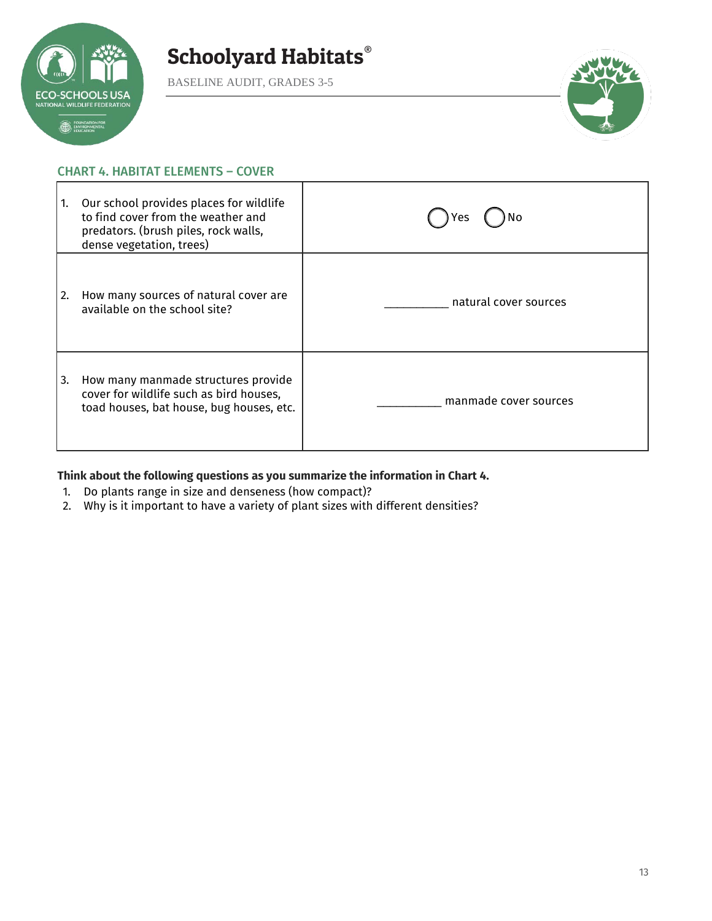# Schoolyard Habitats®

BASELINE AUDIT, GRADES 3-5

## CHART 4. HABITAT ELEMENTS – COVER

| | |
|---|---|
| 1. Our school provides places for wildlife to find cover from the weather and predators. (brush piles, rock walls, dense vegetation, trees) | ◯ Yes ◯ No |
| 2. How many sources of natural cover are available on the school site? | __________ natural cover sources |
| 3. How many manmade structures provide cover for wildlife such as bird houses, toad houses, bat house, bug houses, etc. | __________ manmade cover sources |

**Think about the following questions as you summarize the information in Chart 4.**

1. Do plants range in size and denseness (how compact)?
2. Why is it important to have a variety of plant sizes with different densities?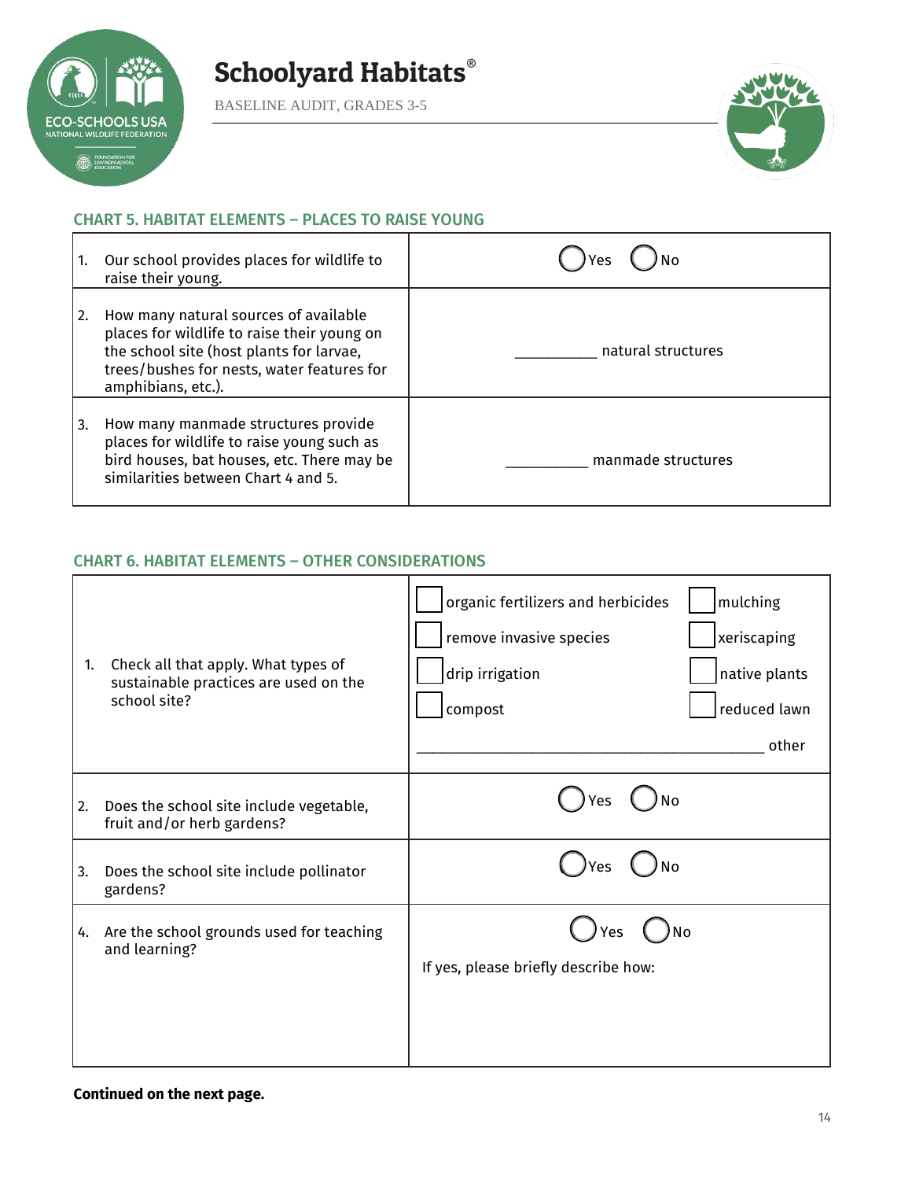# Schoolyard Habitats®

BASELINE AUDIT, GRADES 3-5

## CHART 5. HABITAT ELEMENTS – PLACES TO RAISE YOUNG

| | |
|---|---|
| 1. Our school provides places for wildlife to raise their young. | ◯ Yes ◯ No |
| 2. How many natural sources of available places for wildlife to raise their young on the school site (host plants for larvae, trees/bushes for nests, water features for amphibians, etc.). | __________ natural structures |
| 3. How many manmade structures provide places for wildlife to raise young such as bird houses, bat houses, etc. There may be similarities between Chart 4 and 5. | __________ manmade structures |

## CHART 6. HABITAT ELEMENTS – OTHER CONSIDERATIONS

| | |
|---|---|
| 1. Check all that apply. What types of sustainable practices are used on the school site? | ☐ organic fertilizers and herbicides ☐ mulching ☐ remove invasive species ☐ xeriscaping ☐ drip irrigation ☐ native plants ☐ compost ☐ reduced lawn ________________________________________ other |
| 2. Does the school site include vegetable, fruit and/or herb gardens? | ◯ Yes ◯ No |
| 3. Does the school site include pollinator gardens? | ◯ Yes ◯ No |
| 4. Are the school grounds used for teaching and learning? | ◯ Yes ◯ No<br>If yes, please briefly describe how: |

**Continued on the next page.**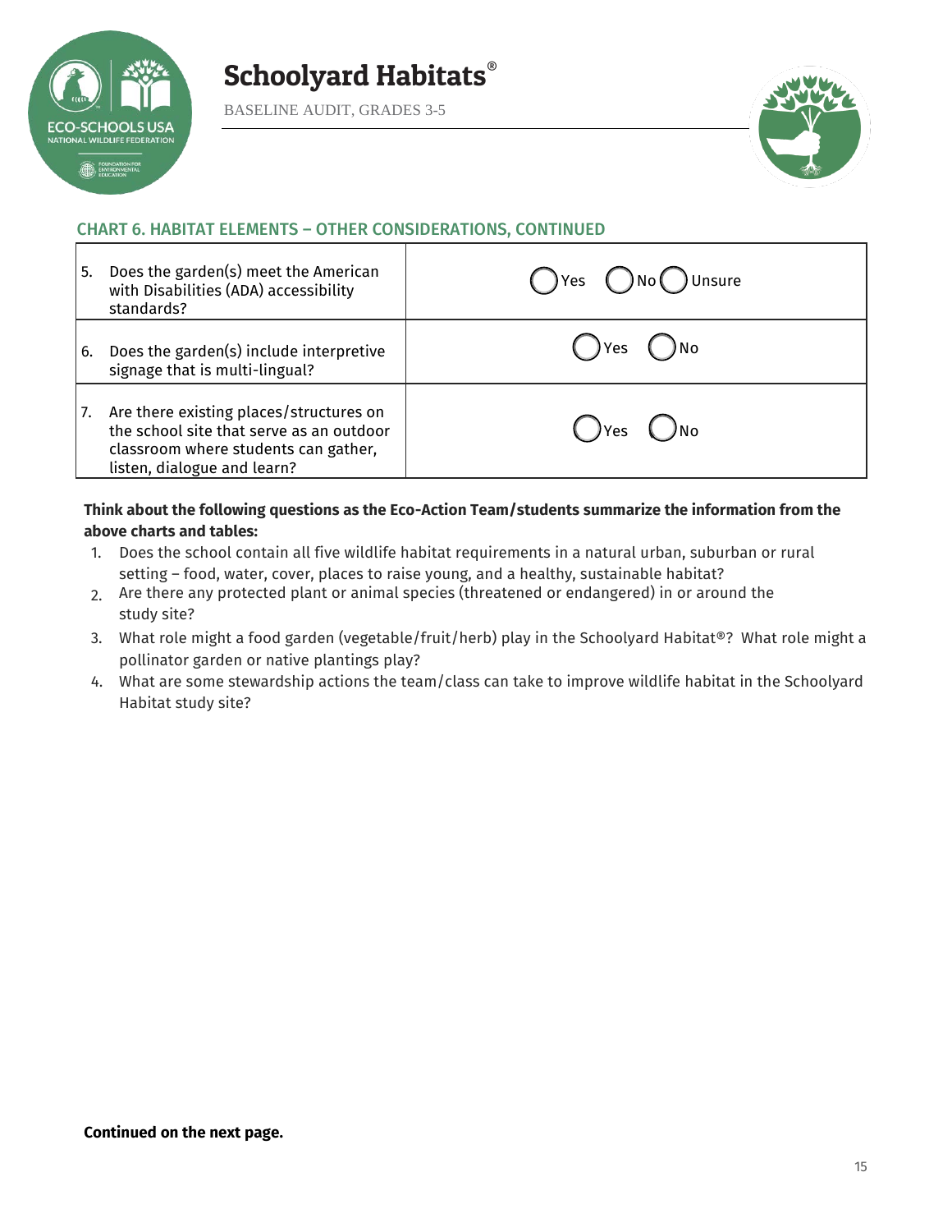## CHART 6. HABITAT ELEMENTS – OTHER CONSIDERATIONS, CONTINUED

| | |
|---|---|
| 5. Does the garden(s) meet the American with Disabilities (ADA) accessibility standards? | ◯ Yes ◯ No ◯ Unsure |
| 6. Does the garden(s) include interpretive signage that is multi-lingual? | ◯ Yes ◯ No |
| 7. Are there existing places/structures on the school site that serve as an outdoor classroom where students can gather, listen, dialogue and learn? | ◯ Yes ◯ No |

**Think about the following questions as the Eco-Action Team/students summarize the information from the above charts and tables:**

1. Does the school contain all five wildlife habitat requirements in a natural urban, suburban or rural setting – food, water, cover, places to raise young, and a healthy, sustainable habitat?
2. Are there any protected plant or animal species (threatened or endangered) in or around the study site?
3. What role might a food garden (vegetable/fruit/herb) play in the Schoolyard Habitat®? What role might a pollinator garden or native plantings play?
4. What are some stewardship actions the team/class can take to improve wildlife habitat in the Schoolyard Habitat study site?

**Continued on the next page.**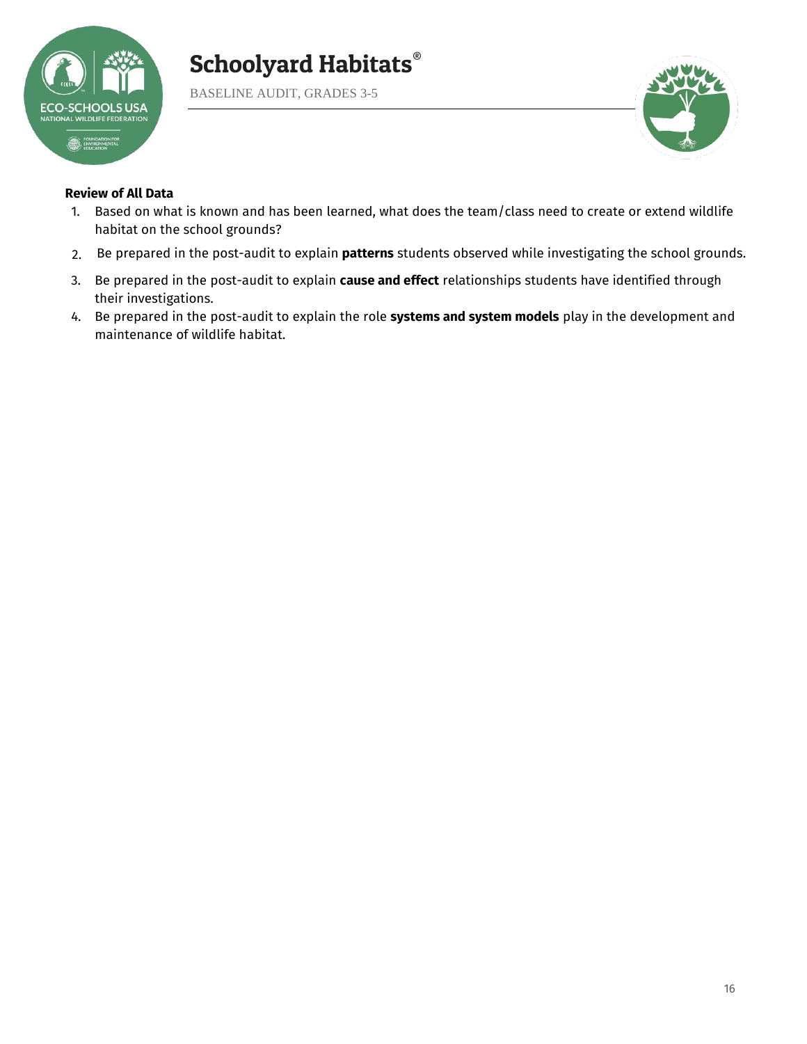**Review of All Data**

1. Based on what is known and has been learned, what does the team/class need to create or extend wildlife habitat on the school grounds?
2. Be prepared in the post-audit to explain **patterns** students observed while investigating the school grounds.
3. Be prepared in the post-audit to explain **cause and effect** relationships students have identified through their investigations.
4. Be prepared in the post-audit to explain the role **systems and system models** play in the development and maintenance of wildlife habitat.